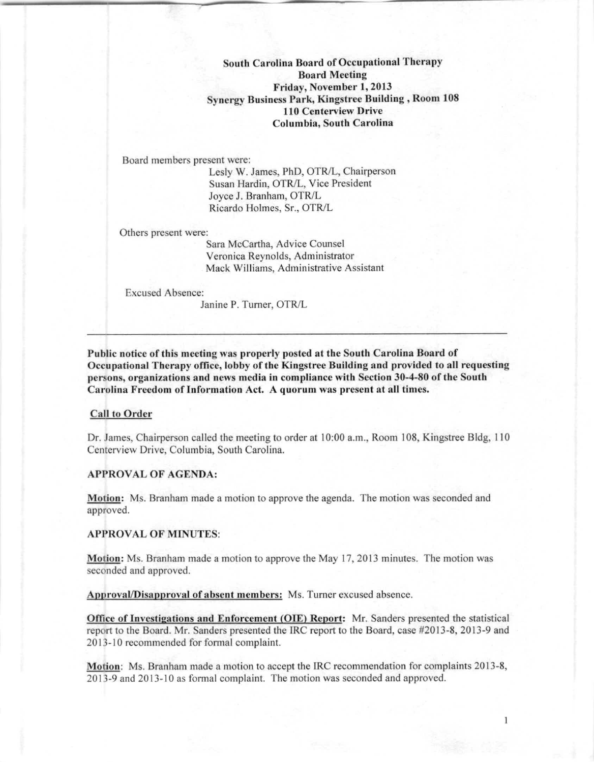**South Carolina Board of Occupational Therapy**
**Board Meeting**
**Friday, November 1, 2013**
**Synergy Business Park, Kingstree Building , Room 108**
**110 Centerview Drive**
**Columbia, South Carolina**

Board members present were:

Lesly W. James, PhD, OTR/L, Chairperson
Susan Hardin, OTR/L, Vice President
Joyce J. Branham, OTR/L
Ricardo Holmes, Sr., OTR/L

Others present were:

Sara McCartha, Advice Counsel
Veronica Reynolds, Administrator
Mack Williams, Administrative Assistant

Excused Absence:

Janine P. Turner, OTR/L

---

**Public notice of this meeting was properly posted at the South Carolina Board of Occupational Therapy office, lobby of the Kingstree Building and provided to all requesting persons, organizations and news media in compliance with Section 30-4-80 of the South Carolina Freedom of Information Act. A quorum was present at all times.**

**Call to Order**

Dr. James, Chairperson called the meeting to order at 10:00 a.m., Room 108, Kingstree Bldg, 110 Centerview Drive, Columbia, South Carolina.

**APPROVAL OF AGENDA:**

**Motion:** Ms. Branham made a motion to approve the agenda. The motion was seconded and approved.

**APPROVAL OF MINUTES:**

**Motion:** Ms. Branham made a motion to approve the May 17, 2013 minutes. The motion was seconded and approved.

**Approval/Disapproval of absent members:** Ms. Turner excused absence.

**Office of Investigations and Enforcement (OIE) Report:** Mr. Sanders presented the statistical report to the Board. Mr. Sanders presented the IRC report to the Board, case #2013-8, 2013-9 and 2013-10 recommended for formal complaint.

**Motion**: Ms. Branham made a motion to accept the IRC recommendation for complaints 2013-8, 2013-9 and 2013-10 as formal complaint. The motion was seconded and approved.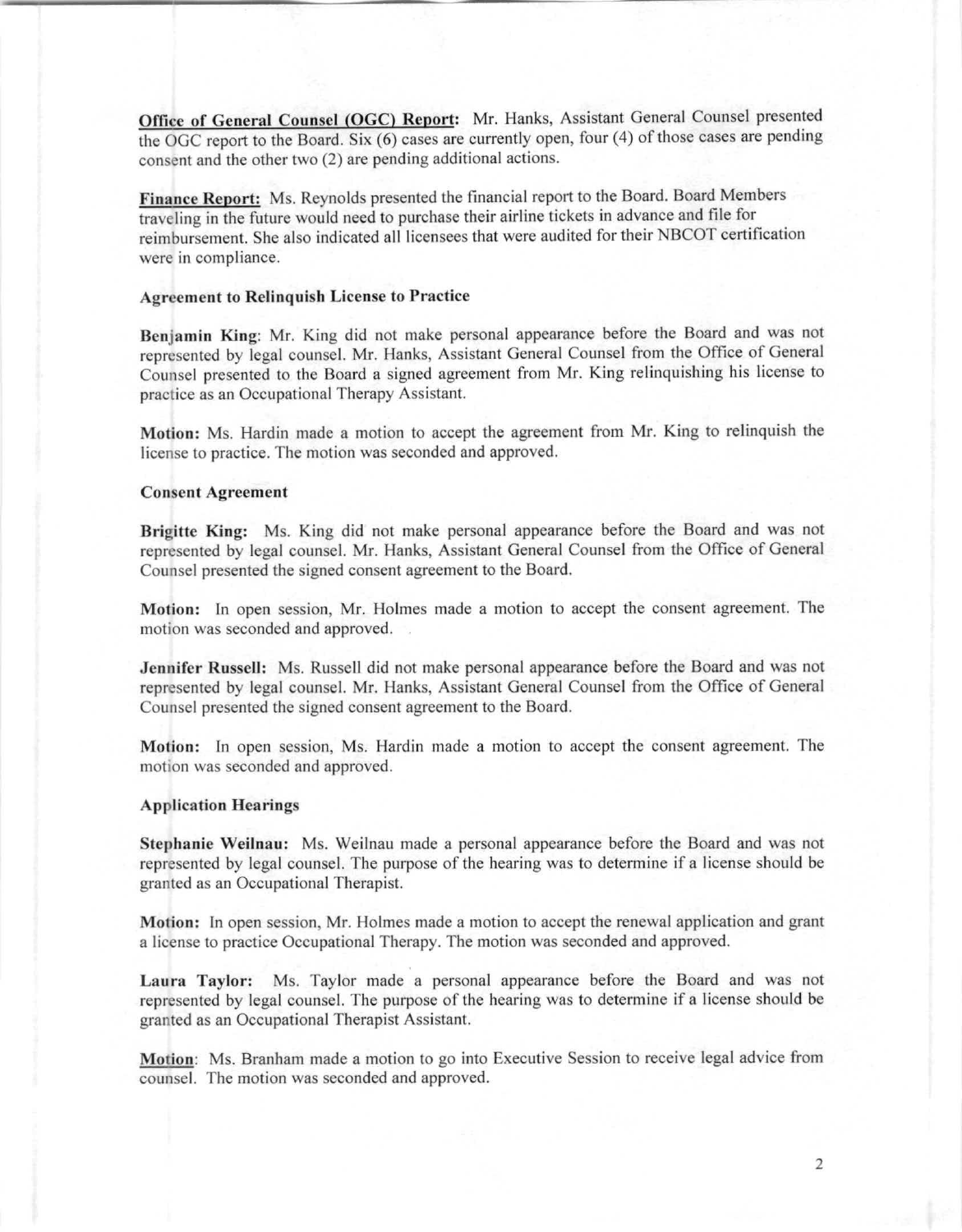**Office of General Counsel (OGC) Report:** Mr. Hanks, Assistant General Counsel presented the OGC report to the Board. Six (6) cases are currently open, four (4) of those cases are pending consent and the other two (2) are pending additional actions.

**Finance Report:** Ms. Reynolds presented the financial report to the Board. Board Members traveling in the future would need to purchase their airline tickets in advance and file for reimbursement. She also indicated all licensees that were audited for their NBCOT certification were in compliance.

**Agreement to Relinquish License to Practice**

**Benjamin King**: Mr. King did not make personal appearance before the Board and was not represented by legal counsel. Mr. Hanks, Assistant General Counsel from the Office of General Counsel presented to the Board a signed agreement from Mr. King relinquishing his license to practice as an Occupational Therapy Assistant.

**Motion:** Ms. Hardin made a motion to accept the agreement from Mr. King to relinquish the license to practice. The motion was seconded and approved.

**Consent Agreement**

**Brigitte King:** Ms. King did not make personal appearance before the Board and was not represented by legal counsel. Mr. Hanks, Assistant General Counsel from the Office of General Counsel presented the signed consent agreement to the Board.

**Motion:** In open session, Mr. Holmes made a motion to accept the consent agreement. The motion was seconded and approved.

**Jennifer Russell:** Ms. Russell did not make personal appearance before the Board and was not represented by legal counsel. Mr. Hanks, Assistant General Counsel from the Office of General Counsel presented the signed consent agreement to the Board.

**Motion:** In open session, Ms. Hardin made a motion to accept the consent agreement. The motion was seconded and approved.

**Application Hearings**

**Stephanie Weilnau:** Ms. Weilnau made a personal appearance before the Board and was not represented by legal counsel. The purpose of the hearing was to determine if a license should be granted as an Occupational Therapist.

**Motion:** In open session, Mr. Holmes made a motion to accept the renewal application and grant a license to practice Occupational Therapy. The motion was seconded and approved.

**Laura Taylor:** Ms. Taylor made a personal appearance before the Board and was not represented by legal counsel. The purpose of the hearing was to determine if a license should be granted as an Occupational Therapist Assistant.

**Motion**: Ms. Branham made a motion to go into Executive Session to receive legal advice from counsel. The motion was seconded and approved.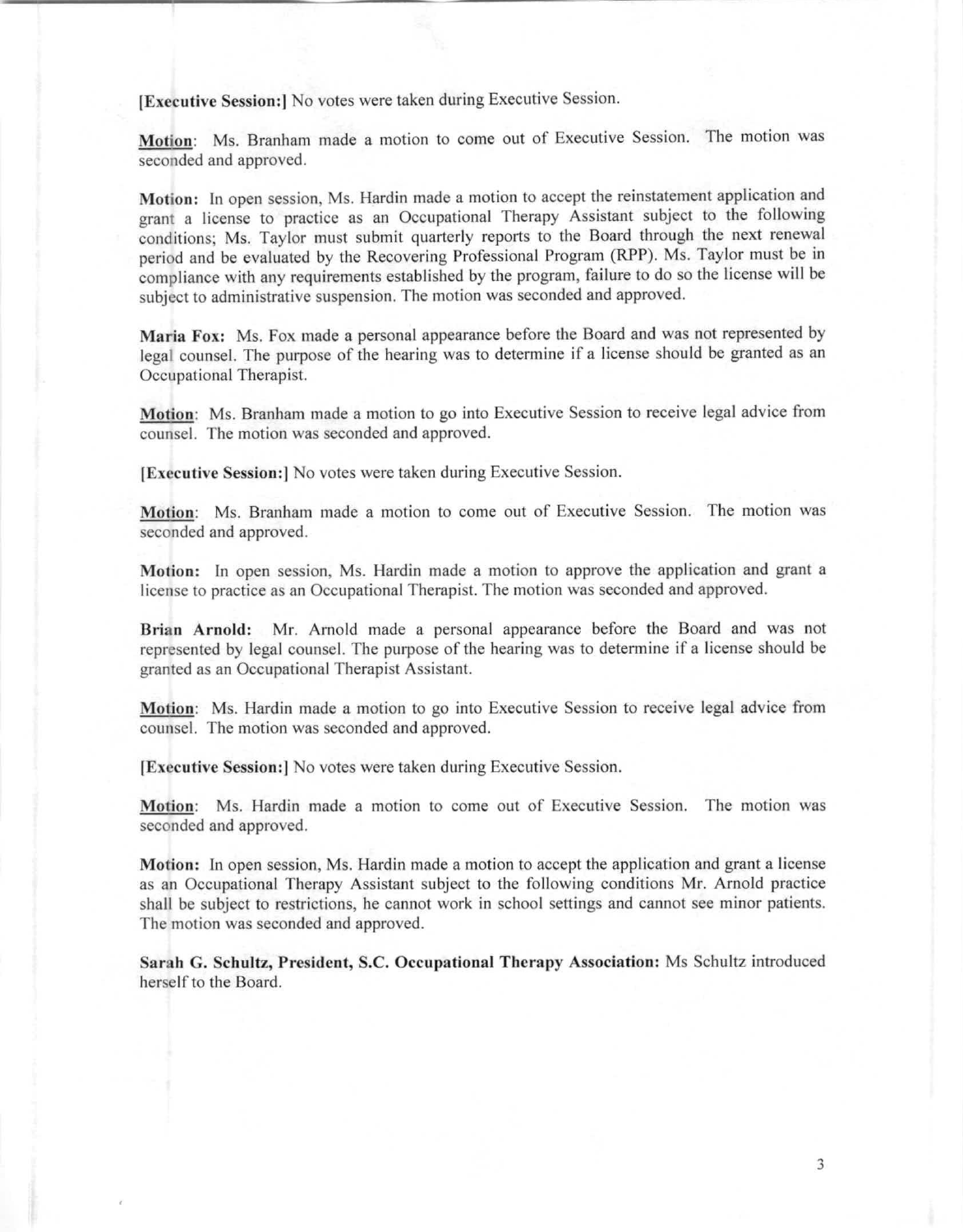**[Executive Session:]** No votes were taken during Executive Session.

**Motion**: Ms. Branham made a motion to come out of Executive Session. The motion was seconded and approved.

**Motion:** In open session, Ms. Hardin made a motion to accept the reinstatement application and grant a license to practice as an Occupational Therapy Assistant subject to the following conditions; Ms. Taylor must submit quarterly reports to the Board through the next renewal period and be evaluated by the Recovering Professional Program (RPP). Ms. Taylor must be in compliance with any requirements established by the program, failure to do so the license will be subject to administrative suspension. The motion was seconded and approved.

**Maria Fox:** Ms. Fox made a personal appearance before the Board and was not represented by legal counsel. The purpose of the hearing was to determine if a license should be granted as an Occupational Therapist.

**Motion**: Ms. Branham made a motion to go into Executive Session to receive legal advice from counsel. The motion was seconded and approved.

**[Executive Session:]** No votes were taken during Executive Session.

**Motion**: Ms. Branham made a motion to come out of Executive Session. The motion was seconded and approved.

**Motion:** In open session, Ms. Hardin made a motion to approve the application and grant a license to practice as an Occupational Therapist. The motion was seconded and approved.

**Brian Arnold:** Mr. Arnold made a personal appearance before the Board and was not represented by legal counsel. The purpose of the hearing was to determine if a license should be granted as an Occupational Therapist Assistant.

**Motion**: Ms. Hardin made a motion to go into Executive Session to receive legal advice from counsel. The motion was seconded and approved.

**[Executive Session:]** No votes were taken during Executive Session.

**Motion**: Ms. Hardin made a motion to come out of Executive Session. The motion was seconded and approved.

**Motion:** In open session, Ms. Hardin made a motion to accept the application and grant a license as an Occupational Therapy Assistant subject to the following conditions Mr. Arnold practice shall be subject to restrictions, he cannot work in school settings and cannot see minor patients. The motion was seconded and approved.

**Sarah G. Schultz, President, S.C. Occupational Therapy Association:** Ms Schultz introduced herself to the Board.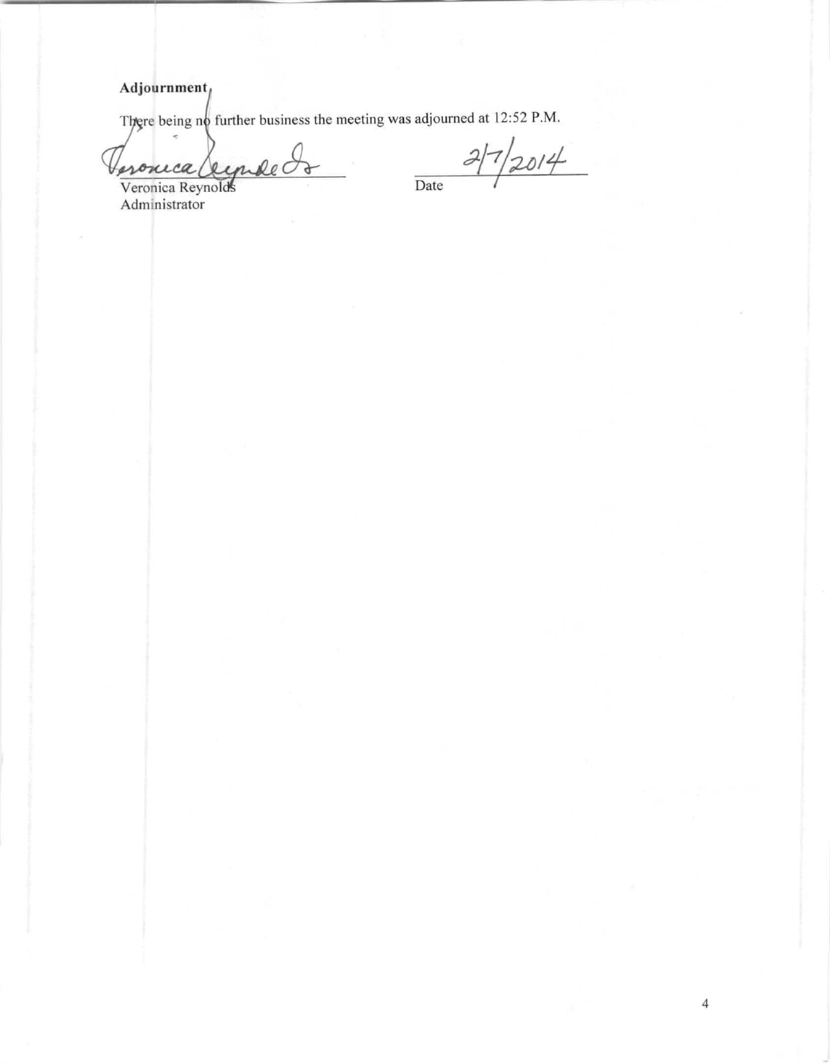**Adjournment**

There being no further business the meeting was adjourned at 12:52 P.M.

Veronica Reynolds
Administrator

Date 2/7/2014